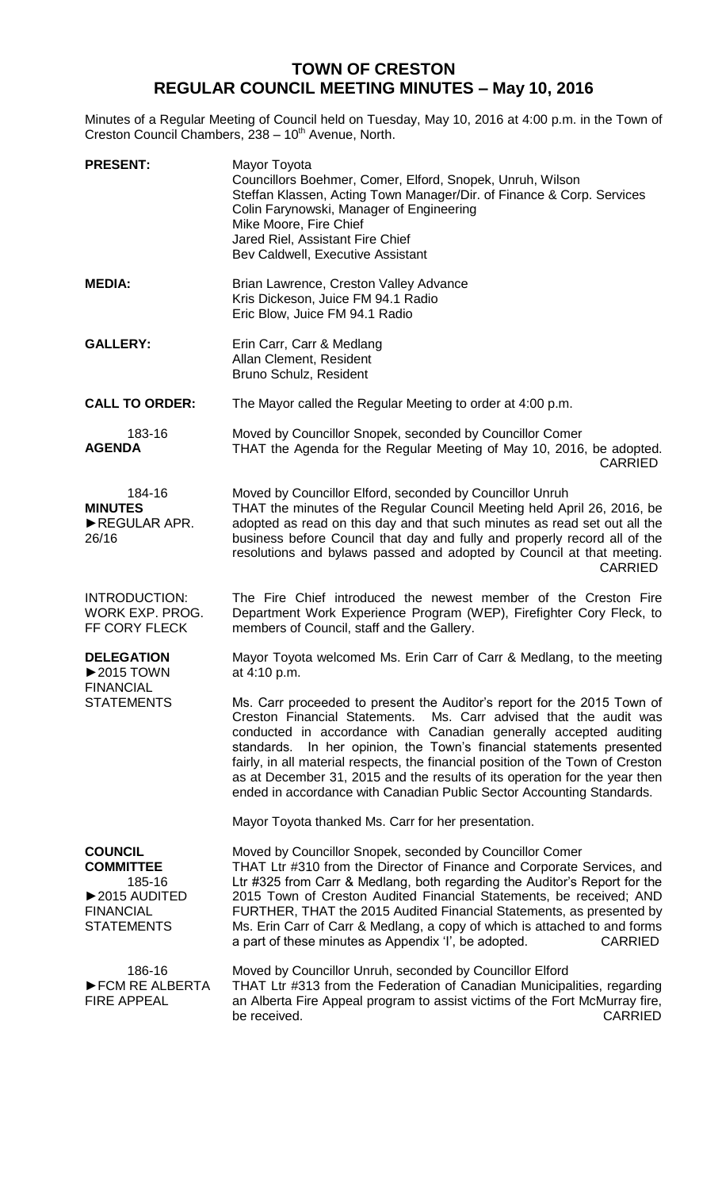# TOWN OF CRESTON
## REGULAR COUNCIL MEETING MINUTES – May 10, 2016

Minutes of a Regular Meeting of Council held on Tuesday, May 10, 2016 at 4:00 p.m. in the Town of Creston Council Chambers, 238 – 10th Avenue, North.

**PRESENT:** Mayor Toyota
Councillors Boehmer, Comer, Elford, Snopek, Unruh, Wilson
Steffan Klassen, Acting Town Manager/Dir. of Finance & Corp. Services
Colin Farynowski, Manager of Engineering
Mike Moore, Fire Chief
Jared Riel, Assistant Fire Chief
Bev Caldwell, Executive Assistant

**MEDIA:** Brian Lawrence, Creston Valley Advance
Kris Dickeson, Juice FM 94.1 Radio
Eric Blow, Juice FM 94.1 Radio

**GALLERY:** Erin Carr, Carr & Medlang
Allan Clement, Resident
Bruno Schulz, Resident

**CALL TO ORDER:** The Mayor called the Regular Meeting to order at 4:00 p.m.

183-16
**AGENDA**

Moved by Councillor Snopek, seconded by Councillor Comer
THAT the Agenda for the Regular Meeting of May 10, 2016, be adopted.
CARRIED

184-16
**MINUTES**
►REGULAR APR. 26/16

Moved by Councillor Elford, seconded by Councillor Unruh
THAT the minutes of the Regular Council Meeting held April 26, 2016, be adopted as read on this day and that such minutes as read set out all the business before Council that day and fully and properly record all of the resolutions and bylaws passed and adopted by Council at that meeting.
CARRIED

INTRODUCTION: WORK EXP. PROG. FF CORY FLECK

The Fire Chief introduced the newest member of the Creston Fire Department Work Experience Program (WEP), Firefighter Cory Fleck, to members of Council, staff and the Gallery.

**DELEGATION**
►2015 TOWN FINANCIAL STATEMENTS

Mayor Toyota welcomed Ms. Erin Carr of Carr & Medlang, to the meeting at 4:10 p.m.

Ms. Carr proceeded to present the Auditor's report for the 2015 Town of Creston Financial Statements. Ms. Carr advised that the audit was conducted in accordance with Canadian generally accepted auditing standards. In her opinion, the Town's financial statements presented fairly, in all material respects, the financial position of the Town of Creston as at December 31, 2015 and the results of its operation for the year then ended in accordance with Canadian Public Sector Accounting Standards.

Mayor Toyota thanked Ms. Carr for her presentation.

**COUNCIL COMMITTEE**
185-16
►2015 AUDITED FINANCIAL STATEMENTS

Moved by Councillor Snopek, seconded by Councillor Comer
THAT Ltr #310 from the Director of Finance and Corporate Services, and Ltr #325 from Carr & Medlang, both regarding the Auditor's Report for the 2015 Town of Creston Audited Financial Statements, be received; AND FURTHER, THAT the 2015 Audited Financial Statements, as presented by Ms. Erin Carr of Carr & Medlang, a copy of which is attached to and forms a part of these minutes as Appendix 'I', be adopted.
CARRIED

186-16
►FCM RE ALBERTA FIRE APPEAL

Moved by Councillor Unruh, seconded by Councillor Elford
THAT Ltr #313 from the Federation of Canadian Municipalities, regarding an Alberta Fire Appeal program to assist victims of the Fort McMurray fire, be received.
CARRIED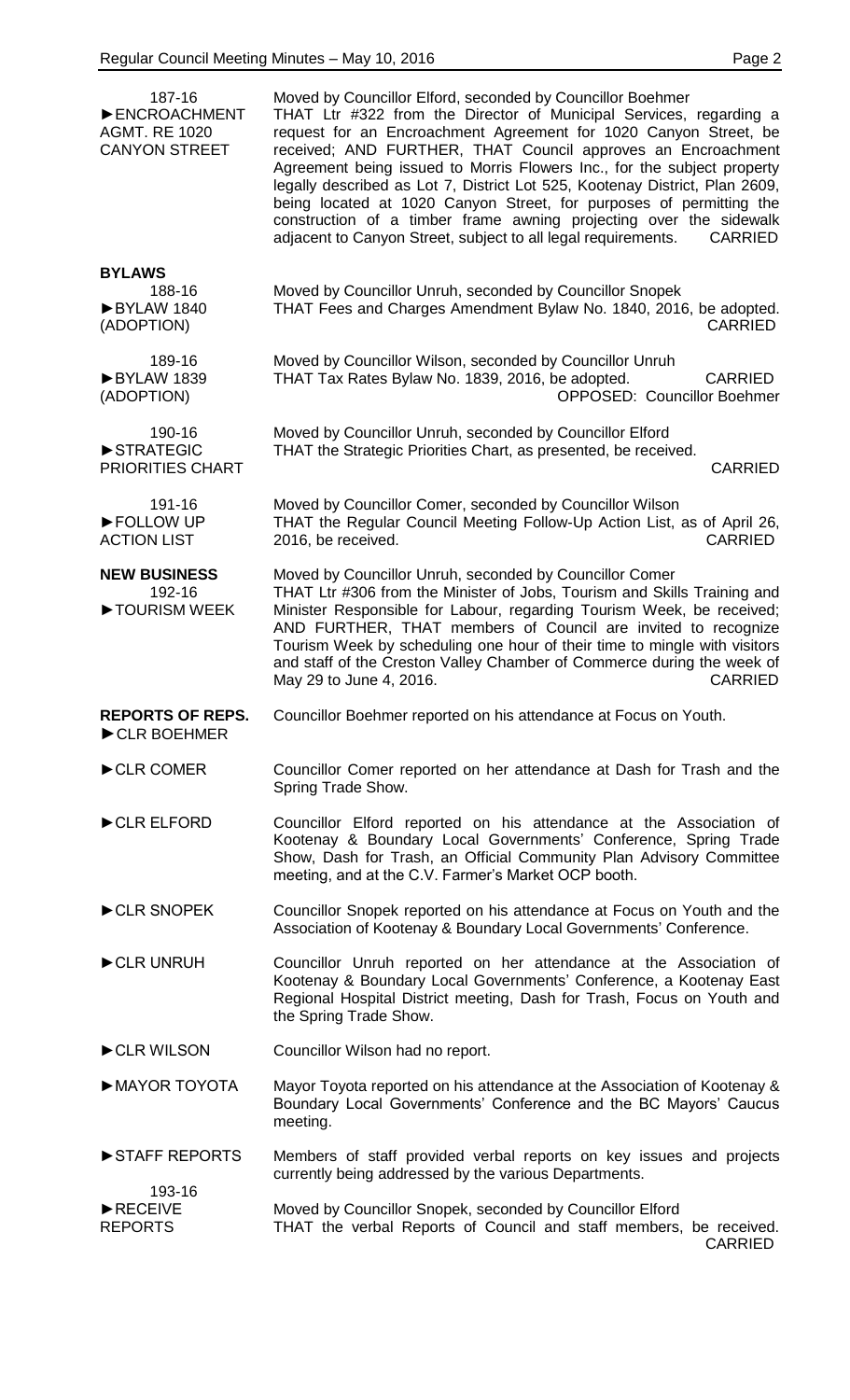187-16
►ENCROACHMENT AGMT. RE 1020 CANYON STREET

Moved by Councillor Elford, seconded by Councillor Boehmer
THAT Ltr #322 from the Director of Municipal Services, regarding a request for an Encroachment Agreement for 1020 Canyon Street, be received; AND FURTHER, THAT Council approves an Encroachment Agreement being issued to Morris Flowers Inc., for the subject property legally described as Lot 7, District Lot 525, Kootenay District, Plan 2609, being located at 1020 Canyon Street, for purposes of permitting the construction of a timber frame awning projecting over the sidewalk adjacent to Canyon Street, subject to all legal requirements. CARRIED

**BYLAWS**

188-16
►BYLAW 1840 (ADOPTION)

Moved by Councillor Unruh, seconded by Councillor Snopek
THAT Fees and Charges Amendment Bylaw No. 1840, 2016, be adopted. CARRIED

189-16
►BYLAW 1839 (ADOPTION)

Moved by Councillor Wilson, seconded by Councillor Unruh
THAT Tax Rates Bylaw No. 1839, 2016, be adopted. CARRIED
OPPOSED: Councillor Boehmer

190-16
►STRATEGIC PRIORITIES CHART

Moved by Councillor Unruh, seconded by Councillor Elford
THAT the Strategic Priorities Chart, as presented, be received. CARRIED

191-16
►FOLLOW UP ACTION LIST

Moved by Councillor Comer, seconded by Councillor Wilson
THAT the Regular Council Meeting Follow-Up Action List, as of April 26, 2016, be received. CARRIED

**NEW BUSINESS**

192-16
►TOURISM WEEK

Moved by Councillor Unruh, seconded by Councillor Comer
THAT Ltr #306 from the Minister of Jobs, Tourism and Skills Training and Minister Responsible for Labour, regarding Tourism Week, be received; AND FURTHER, THAT members of Council are invited to recognize Tourism Week by scheduling one hour of their time to mingle with visitors and staff of the Creston Valley Chamber of Commerce during the week of May 29 to June 4, 2016. CARRIED

**REPORTS OF REPS.**

►CLR BOEHMER
Councillor Boehmer reported on his attendance at Focus on Youth.

►CLR COMER
Councillor Comer reported on her attendance at Dash for Trash and the Spring Trade Show.

►CLR ELFORD
Councillor Elford reported on his attendance at the Association of Kootenay & Boundary Local Governments' Conference, Spring Trade Show, Dash for Trash, an Official Community Plan Advisory Committee meeting, and at the C.V. Farmer's Market OCP booth.

►CLR SNOPEK
Councillor Snopek reported on his attendance at Focus on Youth and the Association of Kootenay & Boundary Local Governments' Conference.

►CLR UNRUH
Councillor Unruh reported on her attendance at the Association of Kootenay & Boundary Local Governments' Conference, a Kootenay East Regional Hospital District meeting, Dash for Trash, Focus on Youth and the Spring Trade Show.

►CLR WILSON
Councillor Wilson had no report.

►MAYOR TOYOTA
Mayor Toyota reported on his attendance at the Association of Kootenay & Boundary Local Governments' Conference and the BC Mayors' Caucus meeting.

►STAFF REPORTS
Members of staff provided verbal reports on key issues and projects currently being addressed by the various Departments.

193-16
►RECEIVE REPORTS

Moved by Councillor Snopek, seconded by Councillor Elford
THAT the verbal Reports of Council and staff members, be received. CARRIED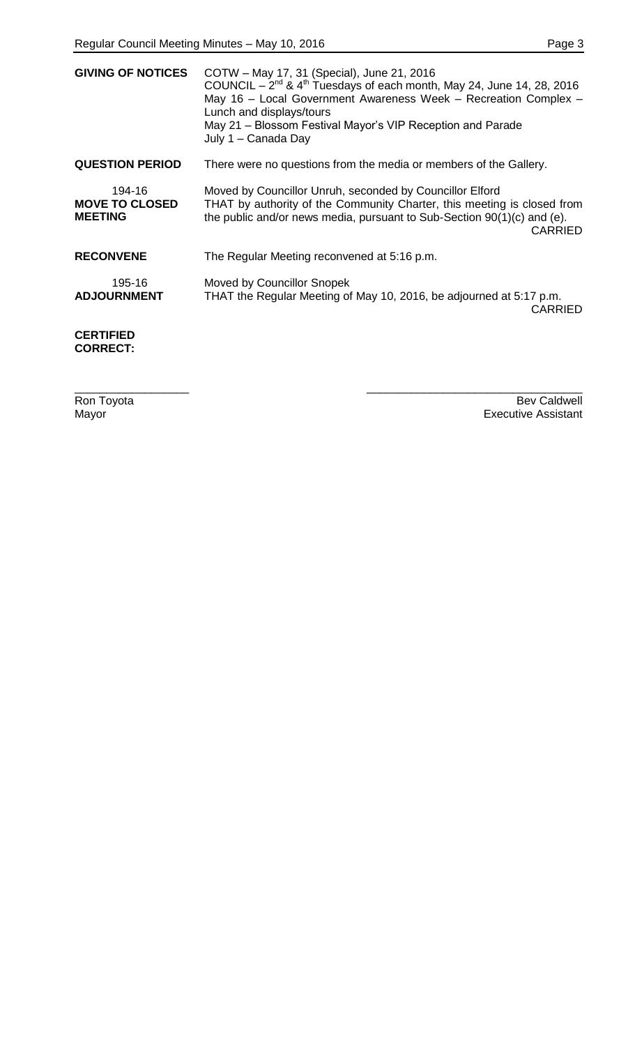**GIVING OF NOTICES**

COTW – May 17, 31 (Special), June 21, 2016
COUNCIL – 2nd & 4th Tuesdays of each month, May 24, June 14, 28, 2016
May 16 – Local Government Awareness Week – Recreation Complex – Lunch and displays/tours
May 21 – Blossom Festival Mayor's VIP Reception and Parade
July 1 – Canada Day

**QUESTION PERIOD**

There were no questions from the media or members of the Gallery.

194-16
**MOVE TO CLOSED MEETING**

Moved by Councillor Unruh, seconded by Councillor Elford
THAT by authority of the Community Charter, this meeting is closed from the public and/or news media, pursuant to Sub-Section 90(1)(c) and (e).
CARRIED

**RECONVENE**

The Regular Meeting reconvened at 5:16 p.m.

195-16
**ADJOURNMENT**

Moved by Councillor Snopek
THAT the Regular Meeting of May 10, 2016, be adjourned at 5:17 p.m.
CARRIED

**CERTIFIED CORRECT:**

\_\_\_\_\_\_\_\_\_\_\_\_\_\_\_\_\_\_
Ron Toyota
Mayor

\_\_\_\_\_\_\_\_\_\_\_\_\_\_\_\_\_\_\_\_\_\_\_\_\_\_\_\_\_\_\_\_\_\_
Bev Caldwell
Executive Assistant